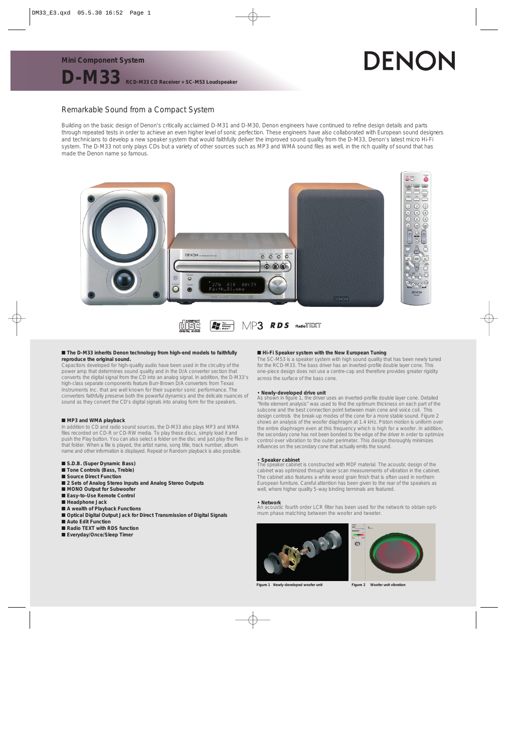**Mini Component System**

# D-M33 RCD-M33 CD Receiver + SC-M53 Loudspeaker

DENON

## Remarkable Sound from a Compact System

Building on the basic design of Denon's critically acclaimed D-M31 and D-M30, Denon engineers have continued to refine design details and parts through repeated tests in order to achieve an even higher level of sonic perfection. These engineers have also collaborated with European sound designers and technicians to develop a new speaker system that would faithfully deliver the improved sound quality from the D-M33, Denon's latest micro Hi-Fi system. The D-M33 not only plays CDs but a variety of other sources such as MP3 and WMA sound files as well, in the rich quality of sound that has made the Denon name so famous.

### ■ The D-M33 inherits Denon technology from high-end models to faithfully reproduce the original sound.

Capacitors developed for high-quality audio have been used in the circuitry of the power amp that determines sound quality and in the D/A converter section that converts the digital signal from the CD into an analog signal. In addition, the D-M33's high-class separate components feature Burr-Brown D/A converters from Texas Instruments Inc. that are well known for their superior sonic performance. The converters faithfully preserve both the powerful dynamics and the delicate nuances of sound as they convert the CD's digital signals into analog form for the speakers.

### ■ MP3 and WMA playback

In addition to CD and radio sound sources, the D-M33 also plays MP3 and WMA files recorded on CD-R or CD-RW media. To play these discs, simply load it and push the Play button. You can also select a folder on the disc and just play the files in that folder. When a file is played, the artist name, song title, track number, album name and other information is displayed. Repeat or Random playback is also possible.

- ■ S.D.B. (Super Dynamic Bass)
- ■ Tone Controls (Bass, Treble)
- ■ Source Direct Function
- ■ 2 Sets of Analog Stereo Inputs and Analog Stereo Outputs
- ■ MONO Output for Subwoofer
- ■ Easy-to-Use Remote Control
- ■ Headphone Jack
- ■ A wealth of Playback Functions
- ■ Optical Digital Output Jack for Direct Transmission of Digital Signals
- ■ Auto Edit Function
- ■ Radio TEXT with RDS function
- ■ Everyday/Once/Sleep Timer

### ■ Hi-Fi Speaker system with the New European Tuning

The SC-M53 is a speaker system with high sound quality that has been newly tuned for the RCD-M33. The bass driver has an inverted-profile double layer cone. This one-piece design does not use a centre-cap and therefore provides greater rigidity across the surface of the bass cone.

**• Newly-developed drive unit**

As shown in figure 1, the driver uses an inverted-profile double layer cone. Detailed "finite element analysis" was used to find the optimum thickness on each part of the subcone and the best connection point between main cone and voice coil. This design controls the break-up modes of the cone for a more stable sound. Figure 2 shows an analysis of the woofer diaphragm at 1.4 kHz. Piston motion is uniform over the entire diaphragm even at this frequency which is high for a woofer. In addition, the secondary cone has not been bonded to the edge of the driver in order to optimize control over vibration to the outer perimeter. This design thoroughly minimizes influences on the secondary cone that actually emits the sound.

**• Speaker cabinet**

The speaker cabinet is constructed with MDF material. The acoustic design of the cabinet was optimized through laser scan measurements of vibration in the cabinet. The cabinet also features a white wood grain finish that is often used in northern European furniture. Careful attention has been given to the rear of the speakers as well, where higher quality 5-way binding terminals are featured.

**• Network**

An acoustic fourth order LCR filter has been used for the network to obtain optimum phase matching between the woofer and tweeter.

**Figure 1** Newly-developed woofer unit

**Figure 2** Woofer unit vibration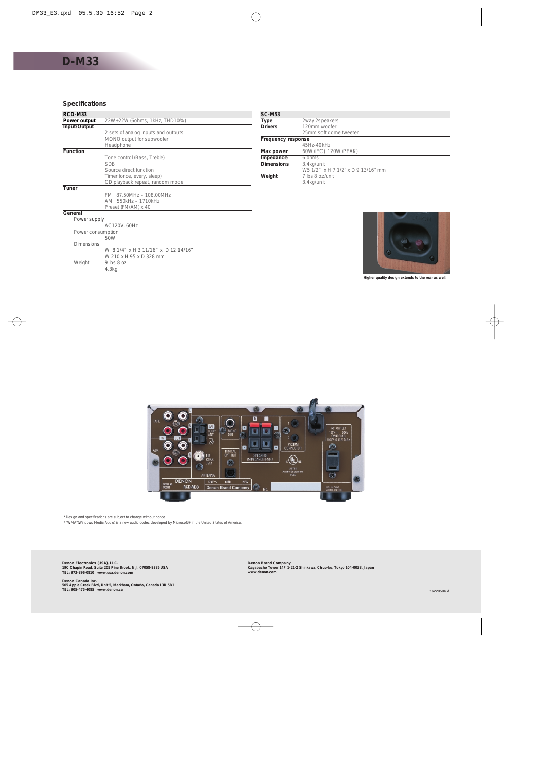# D-M33

## Specifications

| RCD-M33 | |
|---|---|
| **Power output** | 22W+22W (6ohms, 1kHz, THD10%) |
| **Input/Output** | |
| | 2 sets of analog inputs and outputs |
| | MONO output for subwoofer |
| | Headphone |
| **Function** | |
| | Tone control (Bass, Treble) |
| | SDB |
| | Source direct function |
| | Timer (once, every, sleep) |
| | CD playback repeat, random mode |
| **Tuner** | |
| | FM 87.50MHz – 108.00MHz |
| | AM 550kHz – 1710kHz |
| | Preset (FM/AM) x 40 |
| **General** | |
| Power supply | |
| | AC120V, 60Hz |
| Power consumption | |
| | 50W |
| Dimensions | |
| | W 8 1/4" x H 3 11/16" x D 12 14/16" |
| | W 210 x H 95 x D 328 mm |
| Weight | 9 lbs 8 oz |
| | 4.3kg |

| SC-M53 | |
|---|---|
| **Type** | 2way 2speakers |
| **Drivers** | 120mm woofer |
| | 25mm soft dome tweeter |
| **Frequency response** | |
| | 45Hz-40kHz |
| **Max power** | 60W (IEC) 120W (PEAK) |
| **Impedance** | 6 ohms |
| **Dimensions** | 3.4kg/unit |
| | W5 1/2" x H 7 1/2" x D 9 13/16" mm |
| **Weight** | 7 lbs 8 oz/unit |
| | 3.4kg/unit |

Higher quality design extends to the rear as well.

\* Design and specifications are subject to change without notice.

\* "WMA"(Windows Media Audio) is a new audio codec developed by Microsoft® in the United States of America.

**Denon Electronics (USA), LLC.**
**19C Chapin Road, Suite 205 Pine Brook, N.J. 07058-9385 USA**
**TEL: 973-396-0810 www.usa.denon.com**

**Denon Canada Inc.**
**505 Apple Creek Blvd, Unit 5, Markham, Ontario, Canada L3R 5B1**
**TEL: 905-475-4085 www.denon.ca**

**Denon Brand Company**
**Kayabacho Tower 14F 1-21-2 Shinkawa, Chuo-ku, Tokyo 104-0033, Japan**
**www.denon.com**

16220506 A